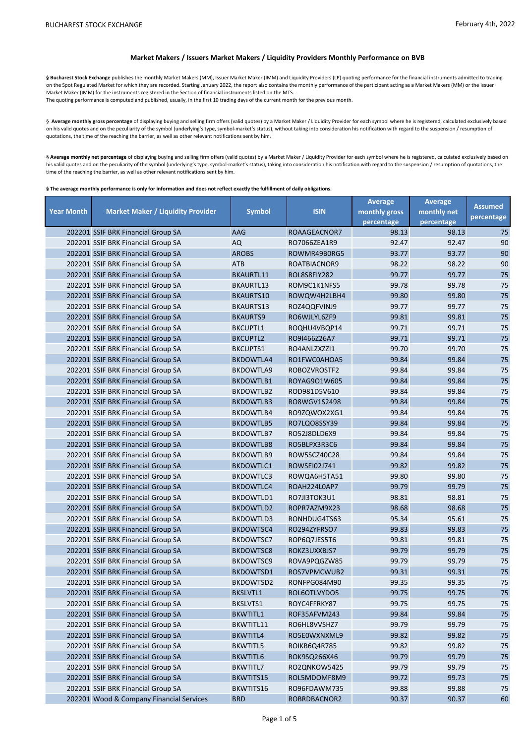BUCHAREST STOCK EXCHANGE

February 4th, 2022

## Market Makers / Issuers Market Makers / Liquidity Providers Monthly Performance on BVB

§ **Bucharest Stock Exchange** publishes the monthly Market Makers (MM), Issuer Market Maker (IMM) and Liquidity Providers (LP) quoting performance for the financial instruments admitted to trading on the Spot Regulated Market for which they are recorded. Starting January 2022, the report also contains the monthly performance of the participant acting as a Market Makers (MM) or the Issuer Market Maker (IMM) for the instruments registered in the Section of financial instruments listed on the MTS.
The quoting performance is computed and published, usually, in the first 10 trading days of the current month for the previous month.

§ **Average monthly gross percentage** of displaying buying and selling firm offers (valid quotes) by a Market Maker / Liquidity Provider for each symbol where he is registered, calculated exclusively based on his valid quotes and on the peculiarity of the symbol (underlying's type, symbol-market's status), without taking into consideration his notification with regard to the suspension / resumption of quotations, the time of the reaching the barrier, as well as other relevant notifications sent by him.

§ **Average monthly net percentage** of displaying buying and selling firm offers (valid quotes) by a Market Maker / Liquidity Provider for each symbol where he is registered, calculated exclusively based on his valid quotes and on the peculiarity of the symbol (underlying's type, symbol-market's status), taking into consideration his notification with regard to the suspension / resumption of quotations, the time of the reaching the barrier, as well as other relevant notifications sent by him.

**§ The average monthly performance is only for information and does not reflect exactly the fulfillment of daily obligations.**

| Year Month | Market Maker / Liquidity Provider | Symbol | ISIN | Average monthly gross percentage | Average monthly net percentage | Assumed percentage |
|---|---|---|---|---|---|---|
| 202201 | SSIF BRK Financial Group SA | AAG | ROAAGEACNOR7 | 98.13 | 98.13 | 75 |
| 202201 | SSIF BRK Financial Group SA | AQ | RO7066ZEA1R9 | 92.47 | 92.47 | 90 |
| 202201 | SSIF BRK Financial Group SA | AROBS | ROWMR49B0RG5 | 93.77 | 93.77 | 90 |
| 202201 | SSIF BRK Financial Group SA | ATB | ROATBIACNOR9 | 98.22 | 98.22 | 90 |
| 202201 | SSIF BRK Financial Group SA | BKAURTL11 | ROL8S8FIY282 | 99.77 | 99.77 | 75 |
| 202201 | SSIF BRK Financial Group SA | BKAURTL13 | ROM9C1K1NFS5 | 99.78 | 99.78 | 75 |
| 202201 | SSIF BRK Financial Group SA | BKAURTS10 | ROWQW4H2LBH4 | 99.80 | 99.80 | 75 |
| 202201 | SSIF BRK Financial Group SA | BKAURTS13 | ROZ4QQFVINJ9 | 99.77 | 99.77 | 75 |
| 202201 | SSIF BRK Financial Group SA | BKAURTS9 | RO6WJLYL6ZF9 | 99.81 | 99.81 | 75 |
| 202201 | SSIF BRK Financial Group SA | BKCUPTL1 | ROQHU4VBQP14 | 99.71 | 99.71 | 75 |
| 202201 | SSIF BRK Financial Group SA | BKCUPTL2 | RO9I466Z26A7 | 99.71 | 99.71 | 75 |
| 202201 | SSIF BRK Financial Group SA | BKCUPTS1 | RO4ANLZXZZI1 | 99.70 | 99.70 | 75 |
| 202201 | SSIF BRK Financial Group SA | BKDOWTLA4 | RO1FWC0AHOA5 | 99.84 | 99.84 | 75 |
| 202201 | SSIF BRK Financial Group SA | BKDOWTLA9 | ROBOZVROSTF2 | 99.84 | 99.84 | 75 |
| 202201 | SSIF BRK Financial Group SA | BKDOWTLB1 | ROYAG9O1W605 | 99.84 | 99.84 | 75 |
| 202201 | SSIF BRK Financial Group SA | BKDOWTLB2 | ROD981D5V610 | 99.84 | 99.84 | 75 |
| 202201 | SSIF BRK Financial Group SA | BKDOWTLB3 | RO8WGV1S2498 | 99.84 | 99.84 | 75 |
| 202201 | SSIF BRK Financial Group SA | BKDOWTLB4 | RO9ZQWOX2XG1 | 99.84 | 99.84 | 75 |
| 202201 | SSIF BRK Financial Group SA | BKDOWTLB5 | RO7LQO8SSY39 | 99.84 | 99.84 | 75 |
| 202201 | SSIF BRK Financial Group SA | BKDOWTLB7 | RO52J8DLD6X9 | 99.84 | 99.84 | 75 |
| 202201 | SSIF BRK Financial Group SA | BKDOWTLB8 | RO5BLPX3R3C6 | 99.84 | 99.84 | 75 |
| 202201 | SSIF BRK Financial Group SA | BKDOWTLB9 | ROW5SCZ40C28 | 99.84 | 99.84 | 75 |
| 202201 | SSIF BRK Financial Group SA | BKDOWTLC1 | ROWSEI02J741 | 99.82 | 99.82 | 75 |
| 202201 | SSIF BRK Financial Group SA | BKDOWTLC3 | ROWQA6H5TA51 | 99.80 | 99.80 | 75 |
| 202201 | SSIF BRK Financial Group SA | BKDOWTLC4 | ROAH224L0AP7 | 99.79 | 99.79 | 75 |
| 202201 | SSIF BRK Financial Group SA | BKDOWTLD1 | RO7JI3TOK3U1 | 98.81 | 98.81 | 75 |
| 202201 | SSIF BRK Financial Group SA | BKDOWTLD2 | ROPR7AZM9X23 | 98.68 | 98.68 | 75 |
| 202201 | SSIF BRK Financial Group SA | BKDOWTLD3 | RONHDUG4TS63 | 95.34 | 95.61 | 75 |
| 202201 | SSIF BRK Financial Group SA | BKDOWTSC4 | RO294ZYFRSO7 | 99.83 | 99.83 | 75 |
| 202201 | SSIF BRK Financial Group SA | BKDOWTSC7 | ROP6Q7JESST6 | 99.81 | 99.81 | 75 |
| 202201 | SSIF BRK Financial Group SA | BKDOWTSC8 | ROKZ3UXXBJS7 | 99.79 | 99.79 | 75 |
| 202201 | SSIF BRK Financial Group SA | BKDOWTSC9 | ROVA9PQGZW85 | 99.79 | 99.79 | 75 |
| 202201 | SSIF BRK Financial Group SA | BKDOWTSD1 | ROS7VPMCWUB2 | 99.31 | 99.31 | 75 |
| 202201 | SSIF BRK Financial Group SA | BKDOWTSD2 | RONFPG084M90 | 99.35 | 99.35 | 75 |
| 202201 | SSIF BRK Financial Group SA | BKSLVTL1 | ROL6OTLVYDO5 | 99.75 | 99.75 | 75 |
| 202201 | SSIF BRK Financial Group SA | BKSLVTS1 | ROYC4FFRKY87 | 99.75 | 99.75 | 75 |
| 202201 | SSIF BRK Financial Group SA | BKWTITL1 | ROF35AFVM243 | 99.84 | 99.84 | 75 |
| 202201 | SSIF BRK Financial Group SA | BKWTITL11 | RO6HL8VVSHZ7 | 99.79 | 99.79 | 75 |
| 202201 | SSIF BRK Financial Group SA | BKWTITL4 | RO5E0WXNXML9 | 99.82 | 99.82 | 75 |
| 202201 | SSIF BRK Financial Group SA | BKWTITL5 | ROIKB6Q4R785 | 99.82 | 99.82 | 75 |
| 202201 | SSIF BRK Financial Group SA | BKWTITL6 | ROK9SQ266X46 | 99.79 | 99.79 | 75 |
| 202201 | SSIF BRK Financial Group SA | BKWTITL7 | RO2QNKOW5425 | 99.79 | 99.79 | 75 |
| 202201 | SSIF BRK Financial Group SA | BKWTITS15 | ROL5MDOMF8M9 | 99.72 | 99.73 | 75 |
| 202201 | SSIF BRK Financial Group SA | BKWTITS16 | RO96FDAWM735 | 99.88 | 99.88 | 75 |
| 202201 | Wood & Company Financial Services | BRD | ROBRDBACNOR2 | 90.37 | 90.37 | 60 |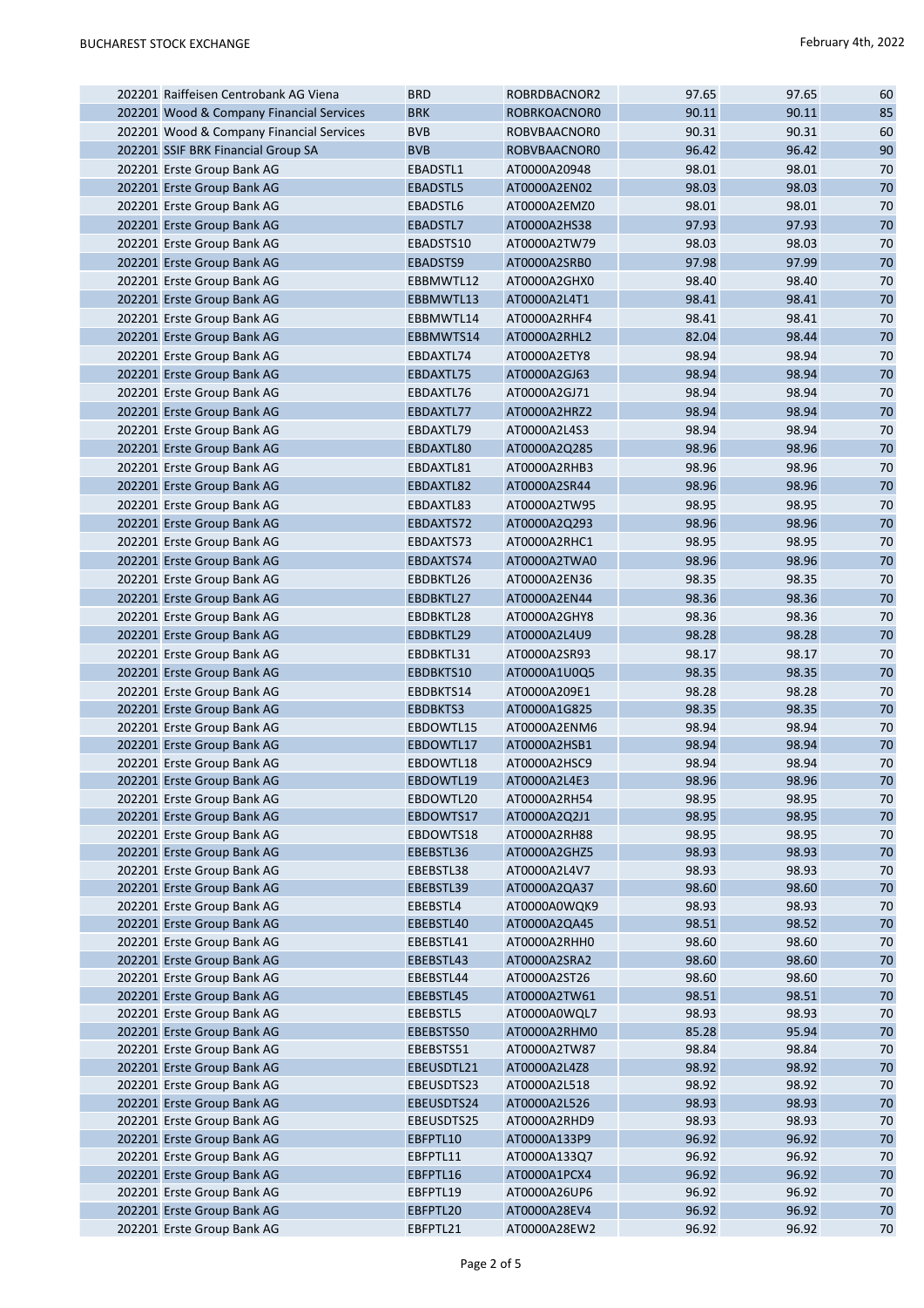| | | | | | | |
|---|---|---|---|---|---|---|
| 202201 | Raiffeisen Centrobank AG Viena | BRD | ROBRDBACNOR2 | 97.65 | 97.65 | 60 |
| 202201 | Wood & Company Financial Services | BRK | ROBRKOACNOR0 | 90.11 | 90.11 | 85 |
| 202201 | Wood & Company Financial Services | BVB | ROBVBAACNOR0 | 90.31 | 90.31 | 60 |
| 202201 | SSIF BRK Financial Group SA | BVB | ROBVBAACNOR0 | 96.42 | 96.42 | 90 |
| 202201 | Erste Group Bank AG | EBADSTL1 | AT0000A20948 | 98.01 | 98.01 | 70 |
| 202201 | Erste Group Bank AG | EBADSTL5 | AT0000A2EN02 | 98.03 | 98.03 | 70 |
| 202201 | Erste Group Bank AG | EBADSTL6 | AT0000A2EMZ0 | 98.01 | 98.01 | 70 |
| 202201 | Erste Group Bank AG | EBADSTL7 | AT0000A2HS38 | 97.93 | 97.93 | 70 |
| 202201 | Erste Group Bank AG | EBADSTS10 | AT0000A2TW79 | 98.03 | 98.03 | 70 |
| 202201 | Erste Group Bank AG | EBADSTS9 | AT0000A2SRB0 | 97.98 | 97.99 | 70 |
| 202201 | Erste Group Bank AG | EBBMWTL12 | AT0000A2GHX0 | 98.40 | 98.40 | 70 |
| 202201 | Erste Group Bank AG | EBBMWTL13 | AT0000A2L4T1 | 98.41 | 98.41 | 70 |
| 202201 | Erste Group Bank AG | EBBMWTL14 | AT0000A2RHF4 | 98.41 | 98.41 | 70 |
| 202201 | Erste Group Bank AG | EBBMWTS14 | AT0000A2RHL2 | 82.04 | 98.44 | 70 |
| 202201 | Erste Group Bank AG | EBDAXTL74 | AT0000A2ETY8 | 98.94 | 98.94 | 70 |
| 202201 | Erste Group Bank AG | EBDAXTL75 | AT0000A2GJ63 | 98.94 | 98.94 | 70 |
| 202201 | Erste Group Bank AG | EBDAXTL76 | AT0000A2GJ71 | 98.94 | 98.94 | 70 |
| 202201 | Erste Group Bank AG | EBDAXTL77 | AT0000A2HRZ2 | 98.94 | 98.94 | 70 |
| 202201 | Erste Group Bank AG | EBDAXTL79 | AT0000A2L4S3 | 98.94 | 98.94 | 70 |
| 202201 | Erste Group Bank AG | EBDAXTL80 | AT0000A2Q285 | 98.96 | 98.96 | 70 |
| 202201 | Erste Group Bank AG | EBDAXTL81 | AT0000A2RHB3 | 98.96 | 98.96 | 70 |
| 202201 | Erste Group Bank AG | EBDAXTL82 | AT0000A2SR44 | 98.96 | 98.96 | 70 |
| 202201 | Erste Group Bank AG | EBDAXTL83 | AT0000A2TW95 | 98.95 | 98.95 | 70 |
| 202201 | Erste Group Bank AG | EBDAXTS72 | AT0000A2Q293 | 98.96 | 98.96 | 70 |
| 202201 | Erste Group Bank AG | EBDAXTS73 | AT0000A2RHC1 | 98.95 | 98.95 | 70 |
| 202201 | Erste Group Bank AG | EBDAXTS74 | AT0000A2TWA0 | 98.96 | 98.96 | 70 |
| 202201 | Erste Group Bank AG | EBDBKTL26 | AT0000A2EN36 | 98.35 | 98.35 | 70 |
| 202201 | Erste Group Bank AG | EBDBKTL27 | AT0000A2EN44 | 98.36 | 98.36 | 70 |
| 202201 | Erste Group Bank AG | EBDBKTL28 | AT0000A2GHY8 | 98.36 | 98.36 | 70 |
| 202201 | Erste Group Bank AG | EBDBKTL29 | AT0000A2L4U9 | 98.28 | 98.28 | 70 |
| 202201 | Erste Group Bank AG | EBDBKTL31 | AT0000A2SR93 | 98.17 | 98.17 | 70 |
| 202201 | Erste Group Bank AG | EBDBKTS10 | AT0000A1U0Q5 | 98.35 | 98.35 | 70 |
| 202201 | Erste Group Bank AG | EBDBKTS14 | AT0000A209E1 | 98.28 | 98.28 | 70 |
| 202201 | Erste Group Bank AG | EBDBKTS3 | AT0000A1G825 | 98.35 | 98.35 | 70 |
| 202201 | Erste Group Bank AG | EBDOWTL15 | AT0000A2ENM6 | 98.94 | 98.94 | 70 |
| 202201 | Erste Group Bank AG | EBDOWTL17 | AT0000A2HSB1 | 98.94 | 98.94 | 70 |
| 202201 | Erste Group Bank AG | EBDOWTL18 | AT0000A2HSC9 | 98.94 | 98.94 | 70 |
| 202201 | Erste Group Bank AG | EBDOWTL19 | AT0000A2L4E3 | 98.96 | 98.96 | 70 |
| 202201 | Erste Group Bank AG | EBDOWTL20 | AT0000A2RH54 | 98.95 | 98.95 | 70 |
| 202201 | Erste Group Bank AG | EBDOWTS17 | AT0000A2Q2J1 | 98.95 | 98.95 | 70 |
| 202201 | Erste Group Bank AG | EBDOWTS18 | AT0000A2RH88 | 98.95 | 98.95 | 70 |
| 202201 | Erste Group Bank AG | EBEBSTL36 | AT0000A2GHZ5 | 98.93 | 98.93 | 70 |
| 202201 | Erste Group Bank AG | EBEBSTL38 | AT0000A2L4V7 | 98.93 | 98.93 | 70 |
| 202201 | Erste Group Bank AG | EBEBSTL39 | AT0000A2QA37 | 98.60 | 98.60 | 70 |
| 202201 | Erste Group Bank AG | EBEBSTL4 | AT0000A0WQK9 | 98.93 | 98.93 | 70 |
| 202201 | Erste Group Bank AG | EBEBSTL40 | AT0000A2QA45 | 98.51 | 98.52 | 70 |
| 202201 | Erste Group Bank AG | EBEBSTL41 | AT0000A2RHH0 | 98.60 | 98.60 | 70 |
| 202201 | Erste Group Bank AG | EBEBSTL43 | AT0000A2SRA2 | 98.60 | 98.60 | 70 |
| 202201 | Erste Group Bank AG | EBEBSTL44 | AT0000A2ST26 | 98.60 | 98.60 | 70 |
| 202201 | Erste Group Bank AG | EBEBSTL45 | AT0000A2TW61 | 98.51 | 98.51 | 70 |
| 202201 | Erste Group Bank AG | EBEBSTL5 | AT0000A0WQL7 | 98.93 | 98.93 | 70 |
| 202201 | Erste Group Bank AG | EBEBSTS50 | AT0000A2RHM0 | 85.28 | 95.94 | 70 |
| 202201 | Erste Group Bank AG | EBEBSTS51 | AT0000A2TW87 | 98.84 | 98.84 | 70 |
| 202201 | Erste Group Bank AG | EBEUSDTL21 | AT0000A2L4Z8 | 98.92 | 98.92 | 70 |
| 202201 | Erste Group Bank AG | EBEUSDTS23 | AT0000A2L518 | 98.92 | 98.92 | 70 |
| 202201 | Erste Group Bank AG | EBEUSDTS24 | AT0000A2L526 | 98.93 | 98.93 | 70 |
| 202201 | Erste Group Bank AG | EBEUSDTS25 | AT0000A2RHD9 | 98.93 | 98.93 | 70 |
| 202201 | Erste Group Bank AG | EBFPTL10 | AT0000A133P9 | 96.92 | 96.92 | 70 |
| 202201 | Erste Group Bank AG | EBFPTL11 | AT0000A133Q7 | 96.92 | 96.92 | 70 |
| 202201 | Erste Group Bank AG | EBFPTL16 | AT0000A1PCX4 | 96.92 | 96.92 | 70 |
| 202201 | Erste Group Bank AG | EBFPTL19 | AT0000A26UP6 | 96.92 | 96.92 | 70 |
| 202201 | Erste Group Bank AG | EBFPTL20 | AT0000A28EV4 | 96.92 | 96.92 | 70 |
| 202201 | Erste Group Bank AG | EBFPTL21 | AT0000A28EW2 | 96.92 | 96.92 | 70 |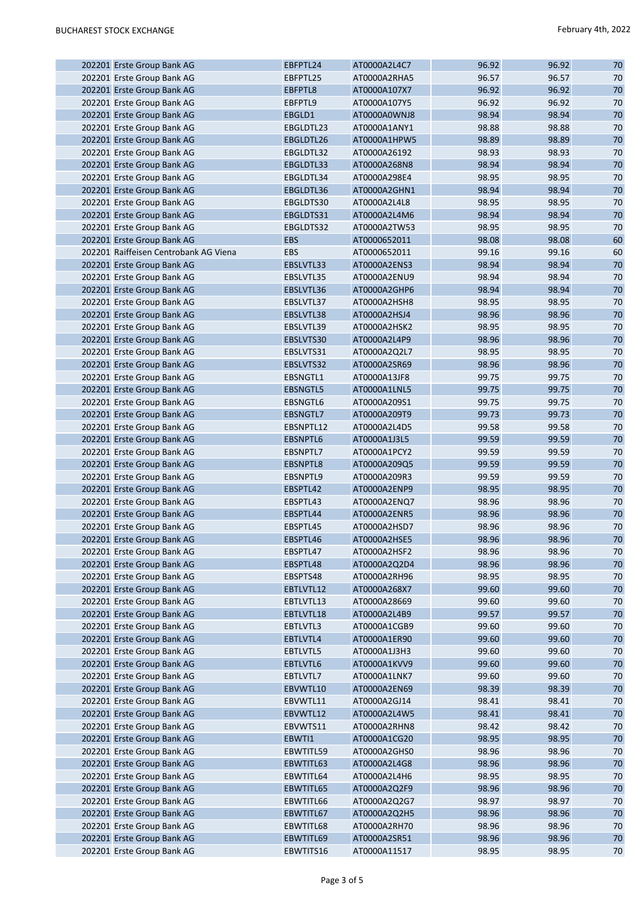| | | | | | | |
|---|---|---|---|---|---|---|
| 202201 | Erste Group Bank AG | EBFPTL24 | AT0000A2L4C7 | 96.92 | 96.92 | 70 |
| 202201 | Erste Group Bank AG | EBFPTL25 | AT0000A2RHA5 | 96.57 | 96.57 | 70 |
| 202201 | Erste Group Bank AG | EBFPTL8 | AT0000A107X7 | 96.92 | 96.92 | 70 |
| 202201 | Erste Group Bank AG | EBFPTL9 | AT0000A107Y5 | 96.92 | 96.92 | 70 |
| 202201 | Erste Group Bank AG | EBGLD1 | AT0000A0WNJ8 | 98.94 | 98.94 | 70 |
| 202201 | Erste Group Bank AG | EBGLDTL23 | AT0000A1ANY1 | 98.88 | 98.88 | 70 |
| 202201 | Erste Group Bank AG | EBGLDTL26 | AT0000A1HPW5 | 98.89 | 98.89 | 70 |
| 202201 | Erste Group Bank AG | EBGLDTL32 | AT0000A26192 | 98.93 | 98.93 | 70 |
| 202201 | Erste Group Bank AG | EBGLDTL33 | AT0000A268N8 | 98.94 | 98.94 | 70 |
| 202201 | Erste Group Bank AG | EBGLDTL34 | AT0000A298E4 | 98.95 | 98.95 | 70 |
| 202201 | Erste Group Bank AG | EBGLDTL36 | AT0000A2GHN1 | 98.94 | 98.94 | 70 |
| 202201 | Erste Group Bank AG | EBGLDTS30 | AT0000A2L4L8 | 98.95 | 98.95 | 70 |
| 202201 | Erste Group Bank AG | EBGLDTS31 | AT0000A2L4M6 | 98.94 | 98.94 | 70 |
| 202201 | Erste Group Bank AG | EBGLDTS32 | AT0000A2TW53 | 98.95 | 98.95 | 70 |
| 202201 | Erste Group Bank AG | EBS | AT0000652011 | 98.08 | 98.08 | 60 |
| 202201 | Raiffeisen Centrobank AG Viena | EBS | AT0000652011 | 99.16 | 99.16 | 60 |
| 202201 | Erste Group Bank AG | EBSLVTL33 | AT0000A2ENS3 | 98.94 | 98.94 | 70 |
| 202201 | Erste Group Bank AG | EBSLVTL35 | AT0000A2ENU9 | 98.94 | 98.94 | 70 |
| 202201 | Erste Group Bank AG | EBSLVTL36 | AT0000A2GHP6 | 98.94 | 98.94 | 70 |
| 202201 | Erste Group Bank AG | EBSLVTL37 | AT0000A2HSH8 | 98.95 | 98.95 | 70 |
| 202201 | Erste Group Bank AG | EBSLVTL38 | AT0000A2HSJ4 | 98.96 | 98.96 | 70 |
| 202201 | Erste Group Bank AG | EBSLVTL39 | AT0000A2HSK2 | 98.95 | 98.95 | 70 |
| 202201 | Erste Group Bank AG | EBSLVTS30 | AT0000A2L4P9 | 98.96 | 98.96 | 70 |
| 202201 | Erste Group Bank AG | EBSLVTS31 | AT0000A2Q2L7 | 98.95 | 98.95 | 70 |
| 202201 | Erste Group Bank AG | EBSLVTS32 | AT0000A2SR69 | 98.96 | 98.96 | 70 |
| 202201 | Erste Group Bank AG | EBSNGTL1 | AT0000A13JF8 | 99.75 | 99.75 | 70 |
| 202201 | Erste Group Bank AG | EBSNGTL5 | AT0000A1LNL5 | 99.75 | 99.75 | 70 |
| 202201 | Erste Group Bank AG | EBSNGTL6 | AT0000A209S1 | 99.75 | 99.75 | 70 |
| 202201 | Erste Group Bank AG | EBSNGTL7 | AT0000A209T9 | 99.73 | 99.73 | 70 |
| 202201 | Erste Group Bank AG | EBSNPTL12 | AT0000A2L4D5 | 99.58 | 99.58 | 70 |
| 202201 | Erste Group Bank AG | EBSNPTL6 | AT0000A1J3L5 | 99.59 | 99.59 | 70 |
| 202201 | Erste Group Bank AG | EBSNPTL7 | AT0000A1PCY2 | 99.59 | 99.59 | 70 |
| 202201 | Erste Group Bank AG | EBSNPTL8 | AT0000A209Q5 | 99.59 | 99.59 | 70 |
| 202201 | Erste Group Bank AG | EBSNPTL9 | AT0000A209R3 | 99.59 | 99.59 | 70 |
| 202201 | Erste Group Bank AG | EBSPTL42 | AT0000A2ENP9 | 98.95 | 98.95 | 70 |
| 202201 | Erste Group Bank AG | EBSPTL43 | AT0000A2ENQ7 | 98.96 | 98.96 | 70 |
| 202201 | Erste Group Bank AG | EBSPTL44 | AT0000A2ENR5 | 98.96 | 98.96 | 70 |
| 202201 | Erste Group Bank AG | EBSPTL45 | AT0000A2HSD7 | 98.96 | 98.96 | 70 |
| 202201 | Erste Group Bank AG | EBSPTL46 | AT0000A2HSE5 | 98.96 | 98.96 | 70 |
| 202201 | Erste Group Bank AG | EBSPTL47 | AT0000A2HSF2 | 98.96 | 98.96 | 70 |
| 202201 | Erste Group Bank AG | EBSPTL48 | AT0000A2Q2D4 | 98.96 | 98.96 | 70 |
| 202201 | Erste Group Bank AG | EBSPTS48 | AT0000A2RH96 | 98.95 | 98.95 | 70 |
| 202201 | Erste Group Bank AG | EBTLVTL12 | AT0000A268X7 | 99.60 | 99.60 | 70 |
| 202201 | Erste Group Bank AG | EBTLVTL13 | AT0000A28669 | 99.60 | 99.60 | 70 |
| 202201 | Erste Group Bank AG | EBTLVTL18 | AT0000A2L4B9 | 99.57 | 99.57 | 70 |
| 202201 | Erste Group Bank AG | EBTLVTL3 | AT0000A1CGB9 | 99.60 | 99.60 | 70 |
| 202201 | Erste Group Bank AG | EBTLVTL4 | AT0000A1ER90 | 99.60 | 99.60 | 70 |
| 202201 | Erste Group Bank AG | EBTLVTL5 | AT0000A1J3H3 | 99.60 | 99.60 | 70 |
| 202201 | Erste Group Bank AG | EBTLVTL6 | AT0000A1KVV9 | 99.60 | 99.60 | 70 |
| 202201 | Erste Group Bank AG | EBTLVTL7 | AT0000A1LNK7 | 99.60 | 99.60 | 70 |
| 202201 | Erste Group Bank AG | EBVWTL10 | AT0000A2EN69 | 98.39 | 98.39 | 70 |
| 202201 | Erste Group Bank AG | EBVWTL11 | AT0000A2GJ14 | 98.41 | 98.41 | 70 |
| 202201 | Erste Group Bank AG | EBVWTL12 | AT0000A2L4W5 | 98.41 | 98.41 | 70 |
| 202201 | Erste Group Bank AG | EBVWTS11 | AT0000A2RHN8 | 98.42 | 98.42 | 70 |
| 202201 | Erste Group Bank AG | EBWTI1 | AT0000A1CG20 | 98.95 | 98.95 | 70 |
| 202201 | Erste Group Bank AG | EBWTITL59 | AT0000A2GHS0 | 98.96 | 98.96 | 70 |
| 202201 | Erste Group Bank AG | EBWTITL63 | AT0000A2L4G8 | 98.96 | 98.96 | 70 |
| 202201 | Erste Group Bank AG | EBWTITL64 | AT0000A2L4H6 | 98.95 | 98.95 | 70 |
| 202201 | Erste Group Bank AG | EBWTITL65 | AT0000A2Q2F9 | 98.96 | 98.96 | 70 |
| 202201 | Erste Group Bank AG | EBWTITL66 | AT0000A2Q2G7 | 98.97 | 98.97 | 70 |
| 202201 | Erste Group Bank AG | EBWTITL67 | AT0000A2Q2H5 | 98.96 | 98.96 | 70 |
| 202201 | Erste Group Bank AG | EBWTITL68 | AT0000A2RH70 | 98.96 | 98.96 | 70 |
| 202201 | Erste Group Bank AG | EBWTITL69 | AT0000A2SR51 | 98.96 | 98.96 | 70 |
| 202201 | Erste Group Bank AG | EBWTITS16 | AT0000A11517 | 98.95 | 98.95 | 70 |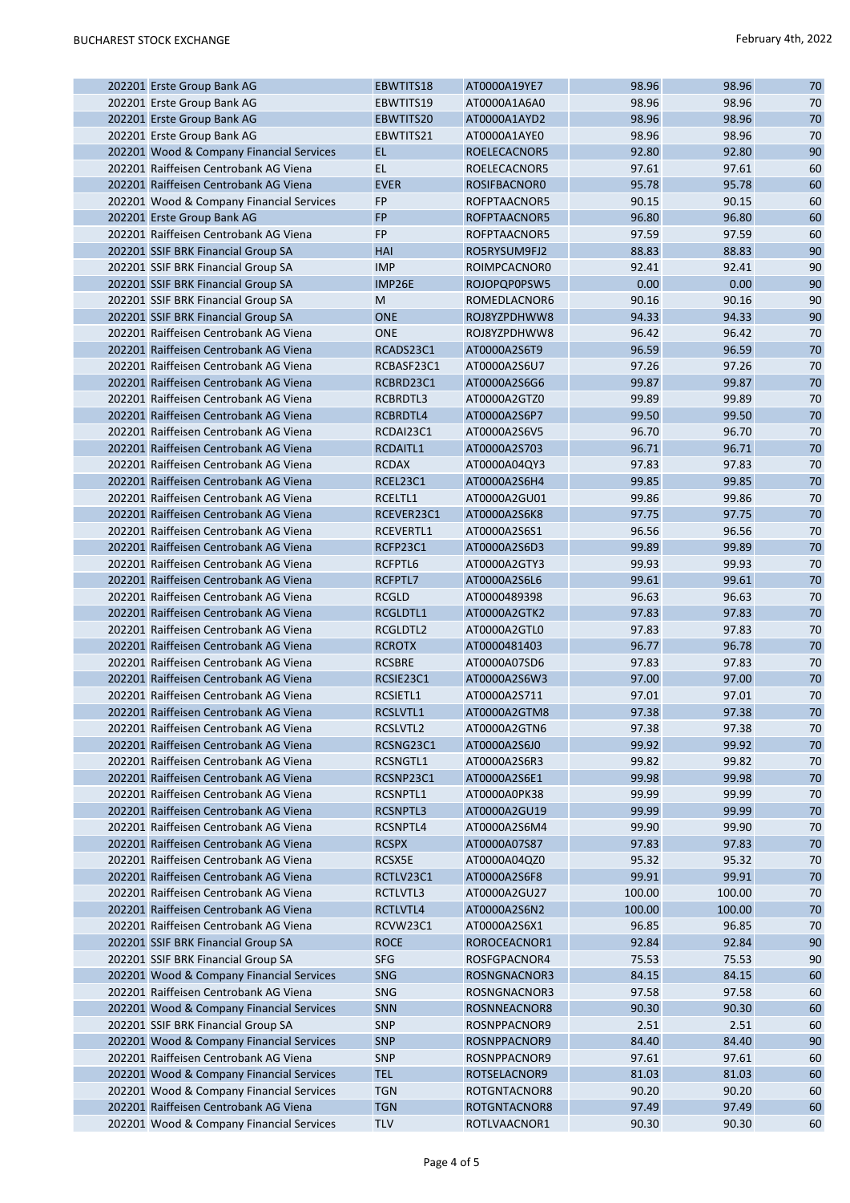| | | | | | | |
|---|---|---|---|---|---|---|
| 202201 | Erste Group Bank AG | EBWTITS18 | AT0000A19YE7 | 98.96 | 98.96 | 70 |
| 202201 | Erste Group Bank AG | EBWTITS19 | AT0000A1A6A0 | 98.96 | 98.96 | 70 |
| 202201 | Erste Group Bank AG | EBWTITS20 | AT0000A1AYD2 | 98.96 | 98.96 | 70 |
| 202201 | Erste Group Bank AG | EBWTITS21 | AT0000A1AYE0 | 98.96 | 98.96 | 70 |
| 202201 | Wood & Company Financial Services | EL | ROELECACNOR5 | 92.80 | 92.80 | 90 |
| 202201 | Raiffeisen Centrobank AG Viena | EL | ROELECACNOR5 | 97.61 | 97.61 | 60 |
| 202201 | Raiffeisen Centrobank AG Viena | EVER | ROSIFBACNOR0 | 95.78 | 95.78 | 60 |
| 202201 | Wood & Company Financial Services | FP | ROFPTAACNOR5 | 90.15 | 90.15 | 60 |
| 202201 | Erste Group Bank AG | FP | ROFPTAACNOR5 | 96.80 | 96.80 | 60 |
| 202201 | Raiffeisen Centrobank AG Viena | FP | ROFPTAACNOR5 | 97.59 | 97.59 | 60 |
| 202201 | SSIF BRK Financial Group SA | HAI | RO5RYSUM9FJ2 | 88.83 | 88.83 | 90 |
| 202201 | SSIF BRK Financial Group SA | IMP | ROIMPCACNOR0 | 92.41 | 92.41 | 90 |
| 202201 | SSIF BRK Financial Group SA | IMP26E | ROJOPQP0PSW5 | 0.00 | 0.00 | 90 |
| 202201 | SSIF BRK Financial Group SA | M | ROMEDLACNOR6 | 90.16 | 90.16 | 90 |
| 202201 | SSIF BRK Financial Group SA | ONE | ROJ8YZPDHWW8 | 94.33 | 94.33 | 90 |
| 202201 | Raiffeisen Centrobank AG Viena | ONE | ROJ8YZPDHWW8 | 96.42 | 96.42 | 70 |
| 202201 | Raiffeisen Centrobank AG Viena | RCADS23C1 | AT0000A2S6T9 | 96.59 | 96.59 | 70 |
| 202201 | Raiffeisen Centrobank AG Viena | RCBASF23C1 | AT0000A2S6U7 | 97.26 | 97.26 | 70 |
| 202201 | Raiffeisen Centrobank AG Viena | RCBRD23C1 | AT0000A2S6G6 | 99.87 | 99.87 | 70 |
| 202201 | Raiffeisen Centrobank AG Viena | RCBRDTL3 | AT0000A2GTZ0 | 99.89 | 99.89 | 70 |
| 202201 | Raiffeisen Centrobank AG Viena | RCBRDTL4 | AT0000A2S6P7 | 99.50 | 99.50 | 70 |
| 202201 | Raiffeisen Centrobank AG Viena | RCDAI23C1 | AT0000A2S6V5 | 96.70 | 96.70 | 70 |
| 202201 | Raiffeisen Centrobank AG Viena | RCDAITL1 | AT0000A2S703 | 96.71 | 96.71 | 70 |
| 202201 | Raiffeisen Centrobank AG Viena | RCDAX | AT0000A04QY3 | 97.83 | 97.83 | 70 |
| 202201 | Raiffeisen Centrobank AG Viena | RCEL23C1 | AT0000A2S6H4 | 99.85 | 99.85 | 70 |
| 202201 | Raiffeisen Centrobank AG Viena | RCELTL1 | AT0000A2GU01 | 99.86 | 99.86 | 70 |
| 202201 | Raiffeisen Centrobank AG Viena | RCEVER23C1 | AT0000A2S6K8 | 97.75 | 97.75 | 70 |
| 202201 | Raiffeisen Centrobank AG Viena | RCEVERTL1 | AT0000A2S6S1 | 96.56 | 96.56 | 70 |
| 202201 | Raiffeisen Centrobank AG Viena | RCFP23C1 | AT0000A2S6D3 | 99.89 | 99.89 | 70 |
| 202201 | Raiffeisen Centrobank AG Viena | RCFPTL6 | AT0000A2GTY3 | 99.93 | 99.93 | 70 |
| 202201 | Raiffeisen Centrobank AG Viena | RCFPTL7 | AT0000A2S6L6 | 99.61 | 99.61 | 70 |
| 202201 | Raiffeisen Centrobank AG Viena | RCGLD | AT0000489398 | 96.63 | 96.63 | 70 |
| 202201 | Raiffeisen Centrobank AG Viena | RCGLDTL1 | AT0000A2GTK2 | 97.83 | 97.83 | 70 |
| 202201 | Raiffeisen Centrobank AG Viena | RCGLDTL2 | AT0000A2GTL0 | 97.83 | 97.83 | 70 |
| 202201 | Raiffeisen Centrobank AG Viena | RCROTX | AT0000481403 | 96.77 | 96.78 | 70 |
| 202201 | Raiffeisen Centrobank AG Viena | RCSBRE | AT0000A07SD6 | 97.83 | 97.83 | 70 |
| 202201 | Raiffeisen Centrobank AG Viena | RCSIE23C1 | AT0000A2S6W3 | 97.00 | 97.00 | 70 |
| 202201 | Raiffeisen Centrobank AG Viena | RCSIETL1 | AT0000A2S711 | 97.01 | 97.01 | 70 |
| 202201 | Raiffeisen Centrobank AG Viena | RCSLVTL1 | AT0000A2GTM8 | 97.38 | 97.38 | 70 |
| 202201 | Raiffeisen Centrobank AG Viena | RCSLVTL2 | AT0000A2GTN6 | 97.38 | 97.38 | 70 |
| 202201 | Raiffeisen Centrobank AG Viena | RCSNG23C1 | AT0000A2S6J0 | 99.92 | 99.92 | 70 |
| 202201 | Raiffeisen Centrobank AG Viena | RCSNGTL1 | AT0000A2S6R3 | 99.82 | 99.82 | 70 |
| 202201 | Raiffeisen Centrobank AG Viena | RCSNP23C1 | AT0000A2S6E1 | 99.98 | 99.98 | 70 |
| 202201 | Raiffeisen Centrobank AG Viena | RCSNPTL1 | AT0000A0PK38 | 99.99 | 99.99 | 70 |
| 202201 | Raiffeisen Centrobank AG Viena | RCSNPTL3 | AT0000A2GU19 | 99.99 | 99.99 | 70 |
| 202201 | Raiffeisen Centrobank AG Viena | RCSNPTL4 | AT0000A2S6M4 | 99.90 | 99.90 | 70 |
| 202201 | Raiffeisen Centrobank AG Viena | RCSPX | AT0000A07S87 | 97.83 | 97.83 | 70 |
| 202201 | Raiffeisen Centrobank AG Viena | RCSX5E | AT0000A04QZ0 | 95.32 | 95.32 | 70 |
| 202201 | Raiffeisen Centrobank AG Viena | RCTLV23C1 | AT0000A2S6F8 | 99.91 | 99.91 | 70 |
| 202201 | Raiffeisen Centrobank AG Viena | RCTLVTL3 | AT0000A2GU27 | 100.00 | 100.00 | 70 |
| 202201 | Raiffeisen Centrobank AG Viena | RCTLVTL4 | AT0000A2S6N2 | 100.00 | 100.00 | 70 |
| 202201 | Raiffeisen Centrobank AG Viena | RCVW23C1 | AT0000A2S6X1 | 96.85 | 96.85 | 70 |
| 202201 | SSIF BRK Financial Group SA | ROCE | ROROCEACNOR1 | 92.84 | 92.84 | 90 |
| 202201 | SSIF BRK Financial Group SA | SFG | ROSFGPACNOR4 | 75.53 | 75.53 | 90 |
| 202201 | Wood & Company Financial Services | SNG | ROSNGNACNOR3 | 84.15 | 84.15 | 60 |
| 202201 | Raiffeisen Centrobank AG Viena | SNG | ROSNGNACNOR3 | 97.58 | 97.58 | 60 |
| 202201 | Wood & Company Financial Services | SNN | ROSNNEACNOR8 | 90.30 | 90.30 | 60 |
| 202201 | SSIF BRK Financial Group SA | SNP | ROSNPPACNOR9 | 2.51 | 2.51 | 60 |
| 202201 | Wood & Company Financial Services | SNP | ROSNPPACNOR9 | 84.40 | 84.40 | 90 |
| 202201 | Raiffeisen Centrobank AG Viena | SNP | ROSNPPACNOR9 | 97.61 | 97.61 | 60 |
| 202201 | Wood & Company Financial Services | TEL | ROTSELACNOR9 | 81.03 | 81.03 | 60 |
| 202201 | Wood & Company Financial Services | TGN | ROTGNTACNOR8 | 90.20 | 90.20 | 60 |
| 202201 | Raiffeisen Centrobank AG Viena | TGN | ROTGNTACNOR8 | 97.49 | 97.49 | 60 |
| 202201 | Wood & Company Financial Services | TLV | ROTLVAACNOR1 | 90.30 | 90.30 | 60 |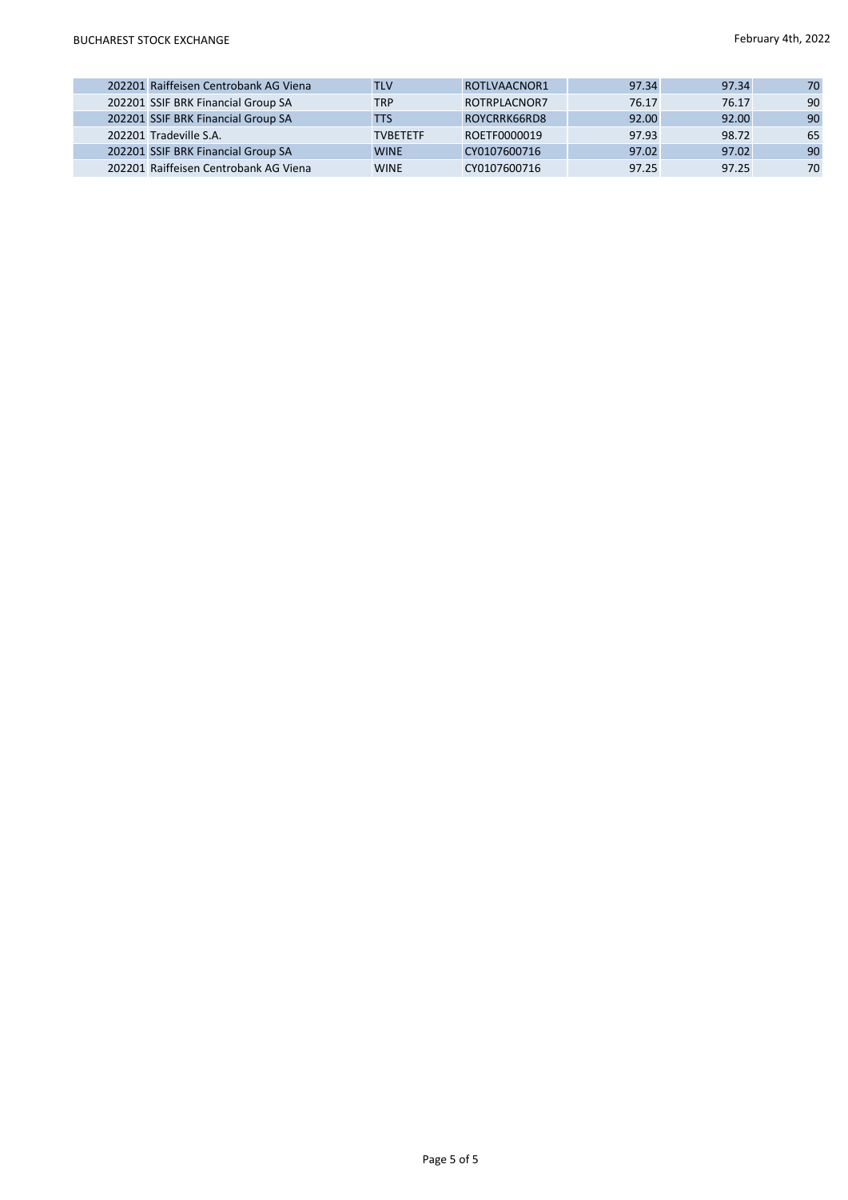| | | | | | | |
|---|---|---|---|---|---|---|
| 202201 | Raiffeisen Centrobank AG Viena | TLV | ROTLVAACNOR1 | 97.34 | 97.34 | 70 |
| 202201 | SSIF BRK Financial Group SA | TRP | ROTRPLACNOR7 | 76.17 | 76.17 | 90 |
| 202201 | SSIF BRK Financial Group SA | TTS | ROYCRRK66RD8 | 92.00 | 92.00 | 90 |
| 202201 | Tradeville S.A. | TVBETETF | ROETF0000019 | 97.93 | 98.72 | 65 |
| 202201 | SSIF BRK Financial Group SA | WINE | CY0107600716 | 97.02 | 97.02 | 90 |
| 202201 | Raiffeisen Centrobank AG Viena | WINE | CY0107600716 | 97.25 | 97.25 | 70 |